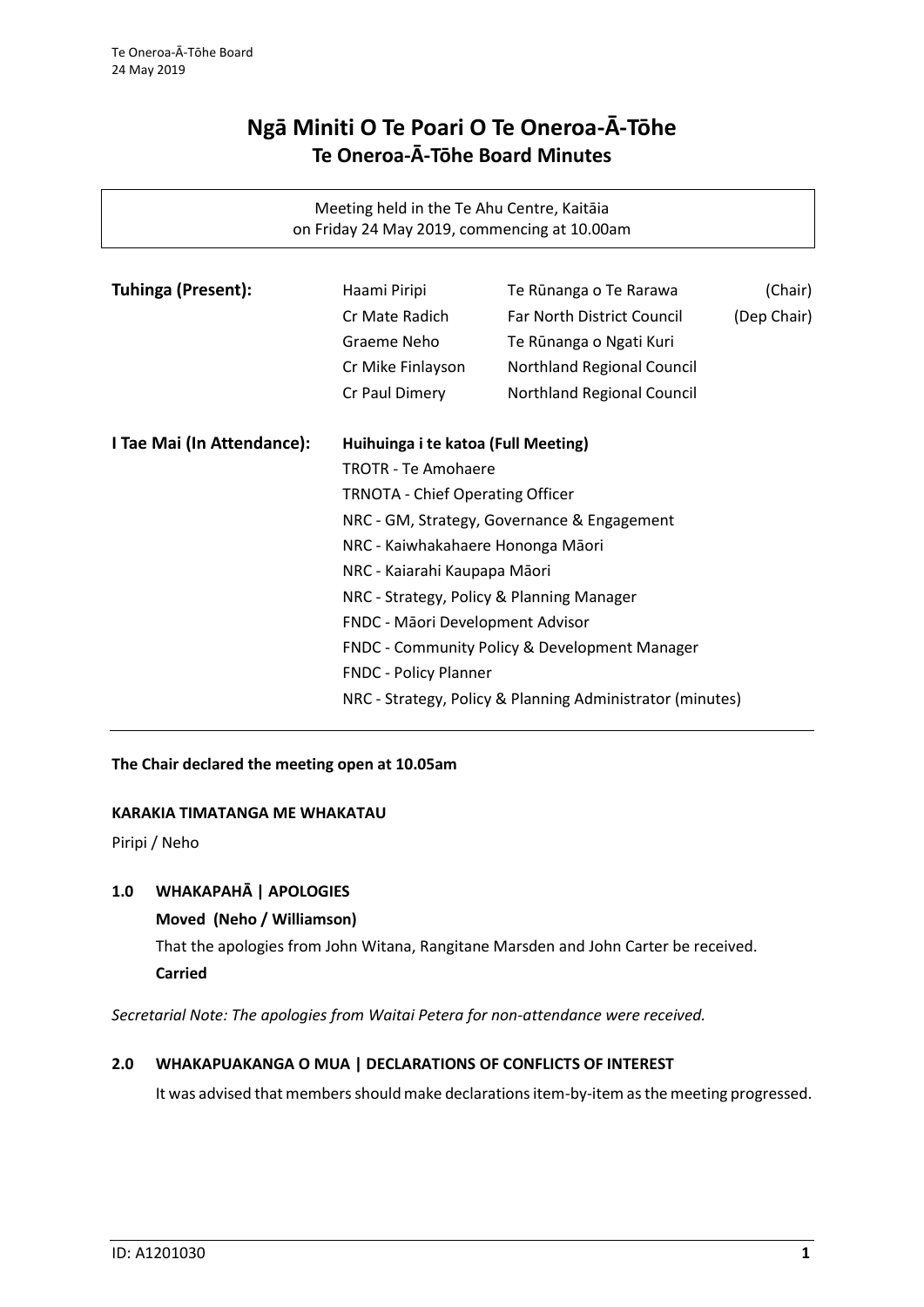# Ngā Miniti O Te Poari O Te Oneroa-Ā-Tōhe
## Te Oneroa-Ā-Tōhe Board Minutes

Meeting held in the Te Ahu Centre, Kaitāia
on Friday 24 May 2019, commencing at 10.00am

| | | | |
|---|---|---|---|
| **Tuhinga (Present):** | Haami Piripi | Te Rūnanga o Te Rarawa | (Chair) |
| | Cr Mate Radich | Far North District Council | (Dep Chair) |
| | Graeme Neho | Te Rūnanga o Ngati Kuri | |
| | Cr Mike Finlayson | Northland Regional Council | |
| | Cr Paul Dimery | Northland Regional Council | |

**I Tae Mai (In Attendance):** **Huihuinga i te katoa (Full Meeting)**

- TROTR - Te Amohaere
- TRNOTA - Chief Operating Officer
- NRC - GM, Strategy, Governance & Engagement
- NRC - Kaiwhakahaere Hononga Māori
- NRC - Kaiarahi Kaupapa Māori
- NRC - Strategy, Policy & Planning Manager
- FNDC - Māori Development Advisor
- FNDC - Community Policy & Development Manager
- FNDC - Policy Planner
- NRC - Strategy, Policy & Planning Administrator (minutes)

**The Chair declared the meeting open at 10.05am**

**KARAKIA TIMATANGA ME WHAKATAU**

Piripi / Neho

### 1.0 WHAKAPAHĀ | APOLOGIES

**Moved (Neho / Williamson)**

That the apologies from John Witana, Rangitane Marsden and John Carter be received.

**Carried**

*Secretarial Note: The apologies from Waitai Petera for non-attendance were received.*

### 2.0 WHAKAPUAKANGA O MUA | DECLARATIONS OF CONFLICTS OF INTEREST

It was advised that members should make declarations item-by-item as the meeting progressed.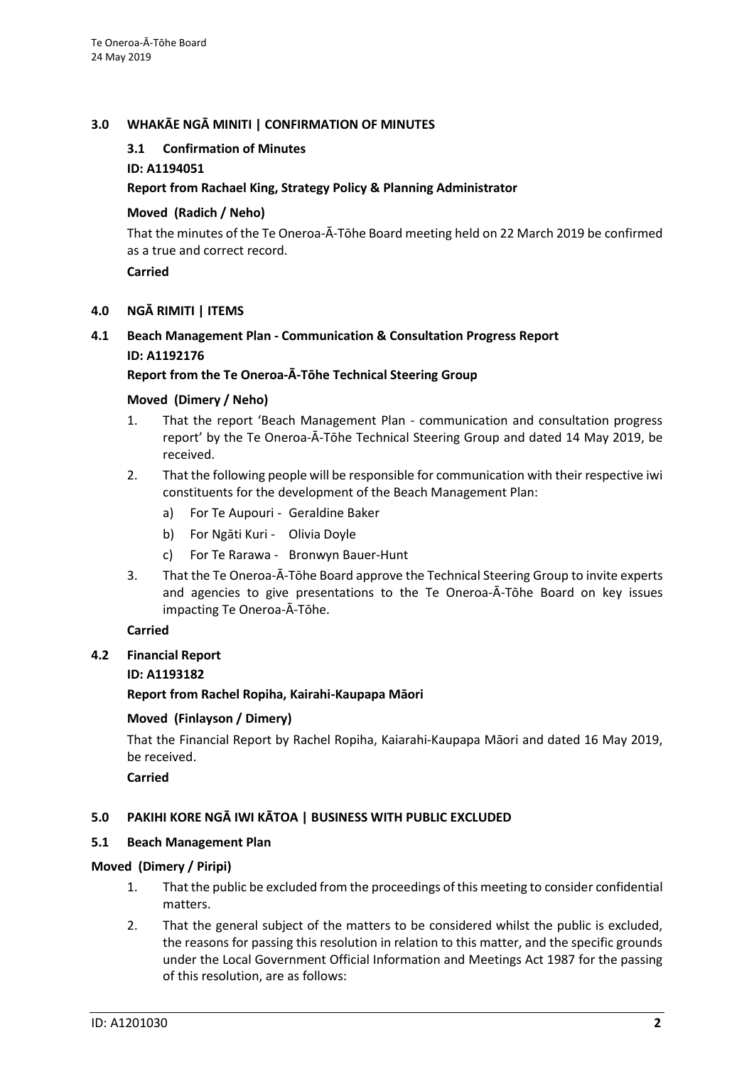## 3.0 WHAKĀE NGĀ MINITI | CONFIRMATION OF MINUTES

### 3.1 Confirmation of Minutes

**ID: A1194051**

**Report from Rachael King, Strategy Policy & Planning Administrator**

**Moved (Radich / Neho)**

That the minutes of the Te Oneroa-Ā-Tōhe Board meeting held on 22 March 2019 be confirmed as a true and correct record.

**Carried**

## 4.0 NGĀ RIMITI | ITEMS

### 4.1 Beach Management Plan - Communication & Consultation Progress Report

**ID: A1192176**

**Report from the Te Oneroa-Ā-Tōhe Technical Steering Group**

**Moved (Dimery / Neho)**

1. That the report 'Beach Management Plan - communication and consultation progress report' by the Te Oneroa-Ā-Tōhe Technical Steering Group and dated 14 May 2019, be received.
2. That the following people will be responsible for communication with their respective iwi constituents for the development of the Beach Management Plan:
   a) For Te Aupouri - Geraldine Baker
   b) For Ngāti Kuri - Olivia Doyle
   c) For Te Rarawa - Bronwyn Bauer-Hunt
3. That the Te Oneroa-Ā-Tōhe Board approve the Technical Steering Group to invite experts and agencies to give presentations to the Te Oneroa-Ā-Tōhe Board on key issues impacting Te Oneroa-Ā-Tōhe.

**Carried**

### 4.2 Financial Report

**ID: A1193182**

**Report from Rachel Ropiha, Kairahi-Kaupapa Māori**

**Moved (Finlayson / Dimery)**

That the Financial Report by Rachel Ropiha, Kaiarahi-Kaupapa Māori and dated 16 May 2019, be received.

**Carried**

## 5.0 PAKIHI KORE NGĀ IWI KĀTOA | BUSINESS WITH PUBLIC EXCLUDED

### 5.1 Beach Management Plan

**Moved (Dimery / Piripi)**

1. That the public be excluded from the proceedings of this meeting to consider confidential matters.
2. That the general subject of the matters to be considered whilst the public is excluded, the reasons for passing this resolution in relation to this matter, and the specific grounds under the Local Government Official Information and Meetings Act 1987 for the passing of this resolution, are as follows: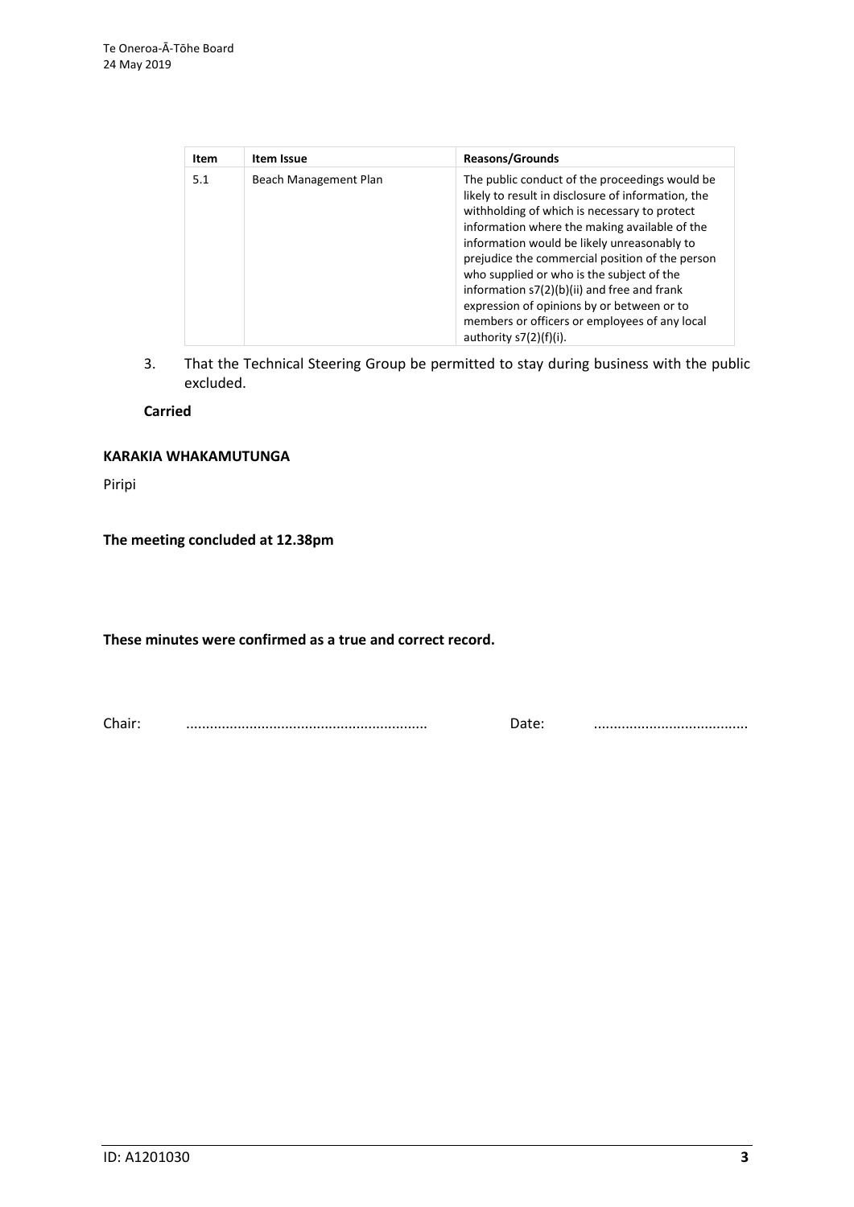| Item | Item Issue | Reasons/Grounds |
|---|---|---|
| 5.1 | Beach Management Plan | The public conduct of the proceedings would be likely to result in disclosure of information, the withholding of which is necessary to protect information where the making available of the information would be likely unreasonably to prejudice the commercial position of the person who supplied or who is the subject of the information s7(2)(b)(ii) and free and frank expression of opinions by or between or to members or officers or employees of any local authority s7(2)(f)(i). |

3. That the Technical Steering Group be permitted to stay during business with the public excluded.

**Carried**

**KARAKIA WHAKAMUTUNGA**

Piripi

**The meeting concluded at 12.38pm**

**These minutes were confirmed as a true and correct record.**

Chair: ............................................................ Date: ......................................